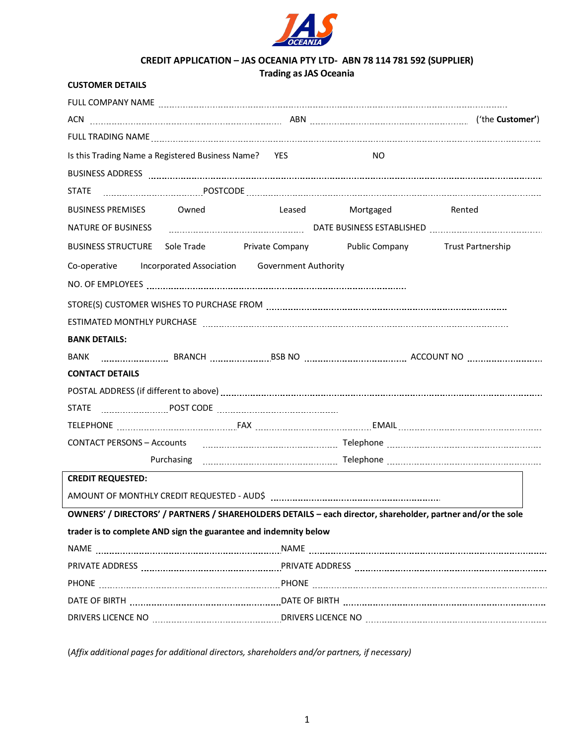# CREDIT APPLICATION – JAS OCEANIA PTY LTD- ABN 78 114 781 592 (SUPPLIER)

**Trading as JAS Oceania**

**CUSTOMER DETAILS**

FULL COMPANY NAME ..........................................................................................................

ACN .................................................. ABN .................................................. ('the **Customer**')

FULL TRADING NAME ..........................................................................................................

Is this Trading Name a Registered Business Name? YES NO

BUSINESS ADDRESS ..........................................................................................................

STATE .............................. POSTCODE ..........................................................................

BUSINESS PREMISES Owned Leased Mortgaged Rented

NATURE OF BUSINESS .................................... DATE BUSINESS ESTABLISHED ..............................

BUSINESS STRUCTURE Sole Trade Private Company Public Company Trust Partnership

Co-operative Incorporated Association Government Authority

NO. OF EMPLOYEES ..........................................................................................................

STORE(S) CUSTOMER WISHES TO PURCHASE FROM ..........................................................................

ESTIMATED MONTHLY PURCHASE ..........................................................................................

**BANK DETAILS:**

BANK ...................... BRANCH ...................... BSB NO .............................. ACCOUNT NO ......................

**CONTACT DETAILS**

POSTAL ADDRESS (if different to above) ..........................................................................

STATE ...................... POST CODE ......................................

TELEPHONE ............................ FAX ............................ EMAIL ............................

CONTACT PERSONS – Accounts ...................................... Telephone ......................................

Purchasing ...................................... Telephone ......................................

**CREDIT REQUESTED:**

AMOUNT OF MONTHLY CREDIT REQUESTED - AUD$ ..........................................................

**OWNERS' / DIRECTORS' / PARTNERS / SHAREHOLDERS DETAILS – each director, shareholder, partner and/or the sole trader is to complete AND sign the guarantee and indemnity below**

NAME ................................................ NAME ................................................

PRIVATE ADDRESS ................................................ PRIVATE ADDRESS ................................................

PHONE ................................................ PHONE ................................................

DATE OF BIRTH ................................................ DATE OF BIRTH ................................................

DRIVERS LICENCE NO ................................................ DRIVERS LICENCE NO ................................................

(*Affix additional pages for additional directors, shareholders and/or partners, if necessary*)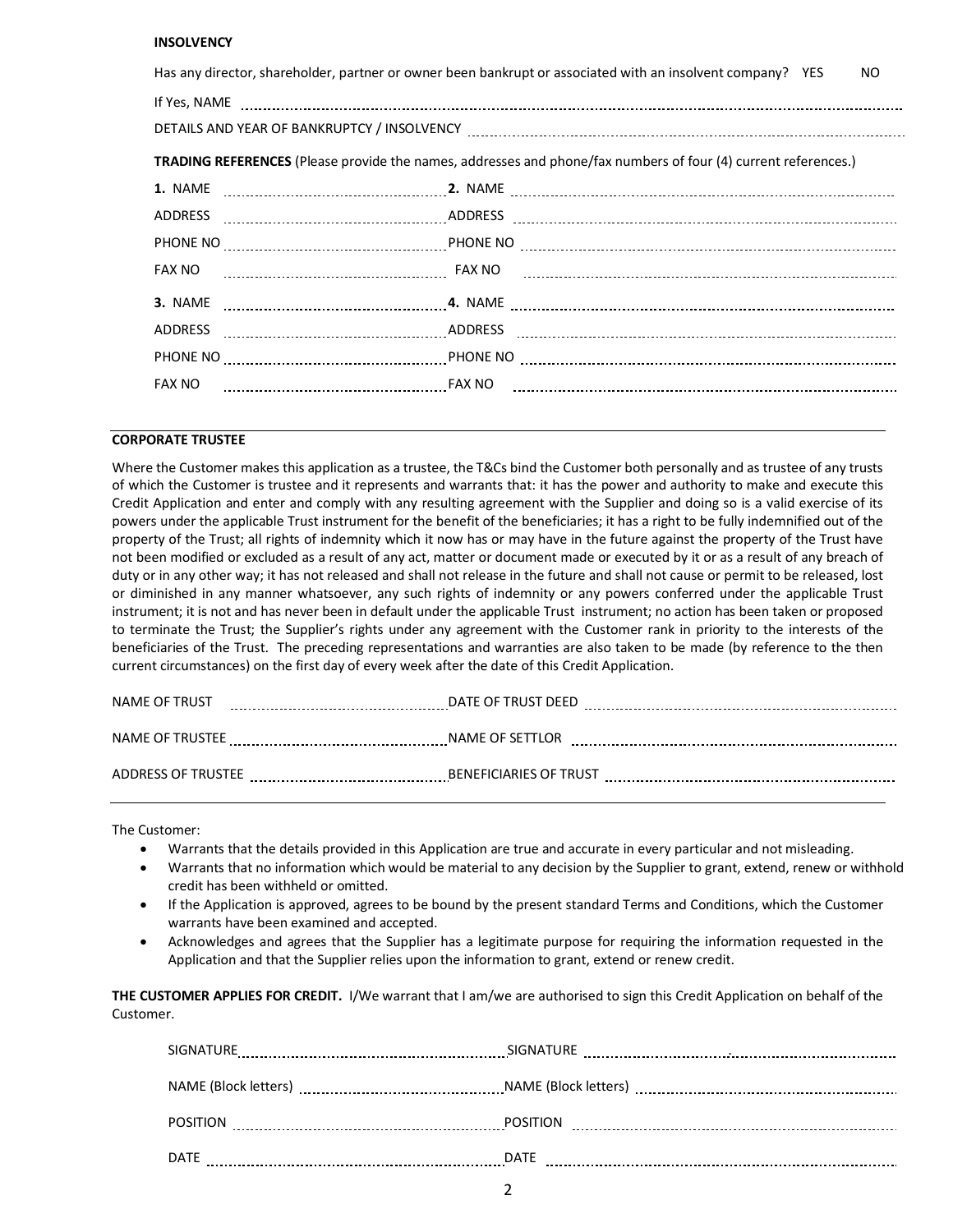**INSOLVENCY**

Has any director, shareholder, partner or owner been bankrupt or associated with an insolvent company? YES NO

If Yes, NAME ..................................................

DETAILS AND YEAR OF BANKRUPTCY / INSOLVENCY ..................................................

**TRADING REFERENCES** (Please provide the names, addresses and phone/fax numbers of four (4) current references.)

| | |
|---|---|
| **1.** NAME .................... | **2.** NAME .................... |
| ADDRESS .................... | ADDRESS .................... |
| PHONE NO .................... | PHONE NO .................... |
| FAX NO .................... | FAX NO .................... |
| **3.** NAME .................... | **4.** NAME .................... |
| ADDRESS .................... | ADDRESS .................... |
| PHONE NO .................... | PHONE NO .................... |
| FAX NO .................... | FAX NO .................... |

**CORPORATE TRUSTEE**

Where the Customer makes this application as a trustee, the T&Cs bind the Customer both personally and as trustee of any trusts of which the Customer is trustee and it represents and warrants that: it has the power and authority to make and execute this Credit Application and enter and comply with any resulting agreement with the Supplier and doing so is a valid exercise of its powers under the applicable Trust instrument for the benefit of the beneficiaries; it has a right to be fully indemnified out of the property of the Trust; all rights of indemnity which it now has or may have in the future against the property of the Trust have not been modified or excluded as a result of any act, matter or document made or executed by it or as a result of any breach of duty or in any other way; it has not released and shall not release in the future and shall not cause or permit to be released, lost or diminished in any manner whatsoever, any such rights of indemnity or any powers conferred under the applicable Trust instrument; it is not and has never been in default under the applicable Trust instrument; no action has been taken or proposed to terminate the Trust; the Supplier's rights under any agreement with the Customer rank in priority to the interests of the beneficiaries of the Trust. The preceding representations and warranties are also taken to be made (by reference to the then current circumstances) on the first day of every week after the date of this Credit Application.

| | |
|---|---|
| NAME OF TRUST .................... | DATE OF TRUST DEED .................... |
| NAME OF TRUSTEE .................... | NAME OF SETTLOR .................... |
| ADDRESS OF TRUSTEE .................... | BENEFICIARIES OF TRUST .................... |

The Customer:

- Warrants that the details provided in this Application are true and accurate in every particular and not misleading.
- Warrants that no information which would be material to any decision by the Supplier to grant, extend, renew or withhold credit has been withheld or omitted.
- If the Application is approved, agrees to be bound by the present standard Terms and Conditions, which the Customer warrants have been examined and accepted.
- Acknowledges and agrees that the Supplier has a legitimate purpose for requiring the information requested in the Application and that the Supplier relies upon the information to grant, extend or renew credit.

**THE CUSTOMER APPLIES FOR CREDIT.** I/We warrant that I am/we are authorised to sign this Credit Application on behalf of the Customer.

| | |
|---|---|
| SIGNATURE .................... | SIGNATURE .................... |
| NAME (Block letters) .................... | NAME (Block letters) .................... |
| POSITION .................... | POSITION .................... |
| DATE .................... | DATE .................... |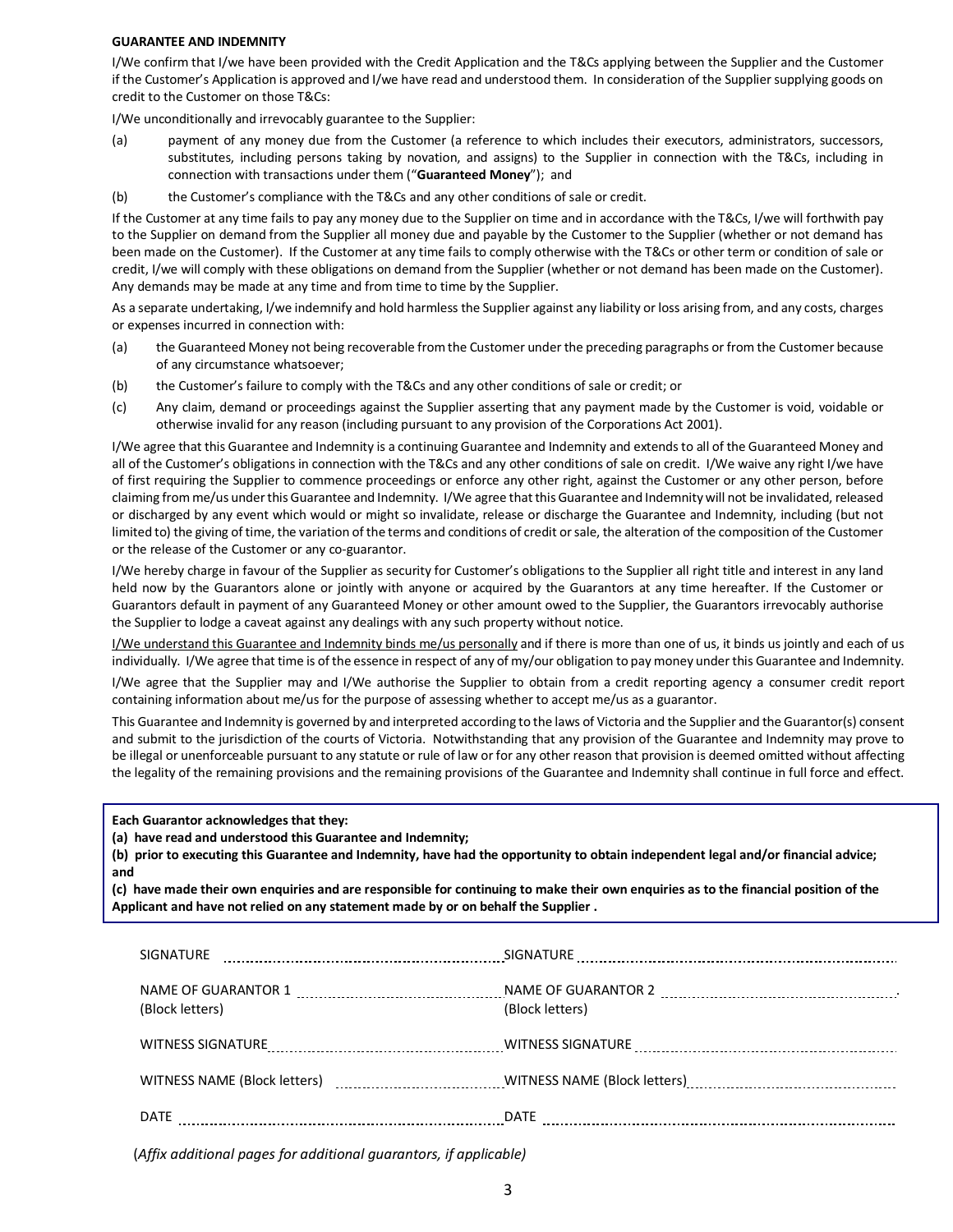**GUARANTEE AND INDEMNITY**

I/We confirm that I/we have been provided with the Credit Application and the T&Cs applying between the Supplier and the Customer if the Customer's Application is approved and I/we have read and understood them. In consideration of the Supplier supplying goods on credit to the Customer on those T&Cs:

I/We unconditionally and irrevocably guarantee to the Supplier:

(a) payment of any money due from the Customer (a reference to which includes their executors, administrators, successors, substitutes, including persons taking by novation, and assigns) to the Supplier in connection with the T&Cs, including in connection with transactions under them ("**Guaranteed Money**"); and

(b) the Customer's compliance with the T&Cs and any other conditions of sale or credit.

If the Customer at any time fails to pay any money due to the Supplier on time and in accordance with the T&Cs, I/we will forthwith pay to the Supplier on demand from the Supplier all money due and payable by the Customer to the Supplier (whether or not demand has been made on the Customer). If the Customer at any time fails to comply otherwise with the T&Cs or other term or condition of sale or credit, I/we will comply with these obligations on demand from the Supplier (whether or not demand has been made on the Customer). Any demands may be made at any time and from time to time by the Supplier.

As a separate undertaking, I/we indemnify and hold harmless the Supplier against any liability or loss arising from, and any costs, charges or expenses incurred in connection with:

(a) the Guaranteed Money not being recoverable from the Customer under the preceding paragraphs or from the Customer because of any circumstance whatsoever;

(b) the Customer's failure to comply with the T&Cs and any other conditions of sale or credit; or

(c) Any claim, demand or proceedings against the Supplier asserting that any payment made by the Customer is void, voidable or otherwise invalid for any reason (including pursuant to any provision of the Corporations Act 2001).

I/We agree that this Guarantee and Indemnity is a continuing Guarantee and Indemnity and extends to all of the Guaranteed Money and all of the Customer's obligations in connection with the T&Cs and any other conditions of sale on credit. I/We waive any right I/we have of first requiring the Supplier to commence proceedings or enforce any other right, against the Customer or any other person, before claiming from me/us under this Guarantee and Indemnity. I/We agree that this Guarantee and Indemnity will not be invalidated, released or discharged by any event which would or might so invalidate, release or discharge the Guarantee and Indemnity, including (but not limited to) the giving of time, the variation of the terms and conditions of credit or sale, the alteration of the composition of the Customer or the release of the Customer or any co-guarantor.

I/We hereby charge in favour of the Supplier as security for Customer's obligations to the Supplier all right title and interest in any land held now by the Guarantors alone or jointly with anyone or acquired by the Guarantors at any time hereafter. If the Customer or Guarantors default in payment of any Guaranteed Money or other amount owed to the Supplier, the Guarantors irrevocably authorise the Supplier to lodge a caveat against any dealings with any such property without notice.

<u>I/We understand this Guarantee and Indemnity binds me/us personally</u> and if there is more than one of us, it binds us jointly and each of us individually. I/We agree that time is of the essence in respect of any of my/our obligation to pay money under this Guarantee and Indemnity.

I/We agree that the Supplier may and I/We authorise the Supplier to obtain from a credit reporting agency a consumer credit report containing information about me/us for the purpose of assessing whether to accept me/us as a guarantor.

This Guarantee and Indemnity is governed by and interpreted according to the laws of Victoria and the Supplier and the Guarantor(s) consent and submit to the jurisdiction of the courts of Victoria. Notwithstanding that any provision of the Guarantee and Indemnity may prove to be illegal or unenforceable pursuant to any statute or rule of law or for any other reason that provision is deemed omitted without affecting the legality of the remaining provisions and the remaining provisions of the Guarantee and Indemnity shall continue in full force and effect.

**Each Guarantor acknowledges that they:**
**(a) have read and understood this Guarantee and Indemnity;**
**(b) prior to executing this Guarantee and Indemnity, have had the opportunity to obtain independent legal and/or financial advice; and**
**(c) have made their own enquiries and are responsible for continuing to make their own enquiries as to the financial position of the Applicant and have not relied on any statement made by or on behalf the Supplier .**

| | |
|---|---|
| SIGNATURE .................................... | SIGNATURE .................................... |
| NAME OF GUARANTOR 1 .................................... (Block letters) | NAME OF GUARANTOR 2 .................................... (Block letters) |
| WITNESS SIGNATURE .................................... | WITNESS SIGNATURE .................................... |
| WITNESS NAME (Block letters) .................................... | WITNESS NAME (Block letters) .................................... |
| DATE .................................... | DATE .................................... |

*(Affix additional pages for additional guarantors, if applicable)*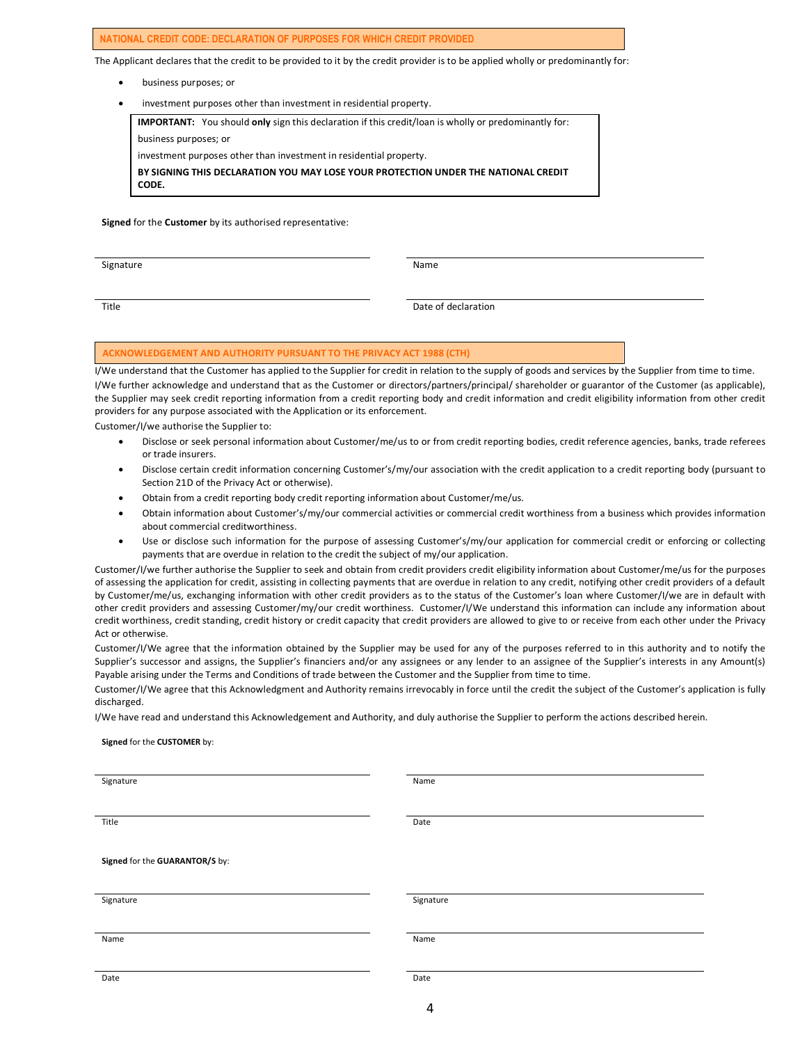## NATIONAL CREDIT CODE: DECLARATION OF PURPOSES FOR WHICH CREDIT PROVIDED

The Applicant declares that the credit to be provided to it by the credit provider is to be applied wholly or predominantly for:

- business purposes; or
- investment purposes other than investment in residential property.

> **IMPORTANT:** You should **only** sign this declaration if this credit/loan is wholly or predominantly for:
>
> business purposes; or
>
> investment purposes other than investment in residential property.
>
> **BY SIGNING THIS DECLARATION YOU MAY LOSE YOUR PROTECTION UNDER THE NATIONAL CREDIT CODE.**

**Signed** for the **Customer** by its authorised representative:

| Signature | Name |
|---|---|
| Title | Date of declaration |

## ACKNOWLEDGEMENT AND AUTHORITY PURSUANT TO THE PRIVACY ACT 1988 (CTH)

I/We understand that the Customer has applied to the Supplier for credit in relation to the supply of goods and services by the Supplier from time to time.

I/We further acknowledge and understand that as the Customer or directors/partners/principal/ shareholder or guarantor of the Customer (as applicable), the Supplier may seek credit reporting information from a credit reporting body and credit information and credit eligibility information from other credit providers for any purpose associated with the Application or its enforcement.

Customer/I/we authorise the Supplier to:

- Disclose or seek personal information about Customer/me/us to or from credit reporting bodies, credit reference agencies, banks, trade referees or trade insurers.
- Disclose certain credit information concerning Customer's/my/our association with the credit application to a credit reporting body (pursuant to Section 21D of the Privacy Act or otherwise).
- Obtain from a credit reporting body credit reporting information about Customer/me/us.
- Obtain information about Customer's/my/our commercial activities or commercial credit worthiness from a business which provides information about commercial creditworthiness.
- Use or disclose such information for the purpose of assessing Customer's/my/our application for commercial credit or enforcing or collecting payments that are overdue in relation to the credit the subject of my/our application.

Customer/I/we further authorise the Supplier to seek and obtain from credit providers credit eligibility information about Customer/me/us for the purposes of assessing the application for credit, assisting in collecting payments that are overdue in relation to any credit, notifying other credit providers of a default by Customer/me/us, exchanging information with other credit providers as to the status of the Customer's loan where Customer/I/we are in default with other credit providers and assessing Customer/my/our credit worthiness. Customer/I/We understand this information can include any information about credit worthiness, credit standing, credit history or credit capacity that credit providers are allowed to give to or receive from each other under the Privacy Act or otherwise.

Customer/I/We agree that the information obtained by the Supplier may be used for any of the purposes referred to in this authority and to notify the Supplier's successor and assigns, the Supplier's financiers and/or any assignees or any lender to an assignee of the Supplier's interests in any Amount(s) Payable arising under the Terms and Conditions of trade between the Customer and the Supplier from time to time.

Customer/I/We agree that this Acknowledgment and Authority remains irrevocably in force until the credit the subject of the Customer's application is fully discharged.

I/We have read and understand this Acknowledgement and Authority, and duly authorise the Supplier to perform the actions described herein.

**Signed** for the **CUSTOMER** by:

| Signature | Name |
|---|---|
| Title | Date |

**Signed** for the **GUARANTOR/S** by:

| Signature | Signature |
|---|---|
| Name | Name |
| Date | Date |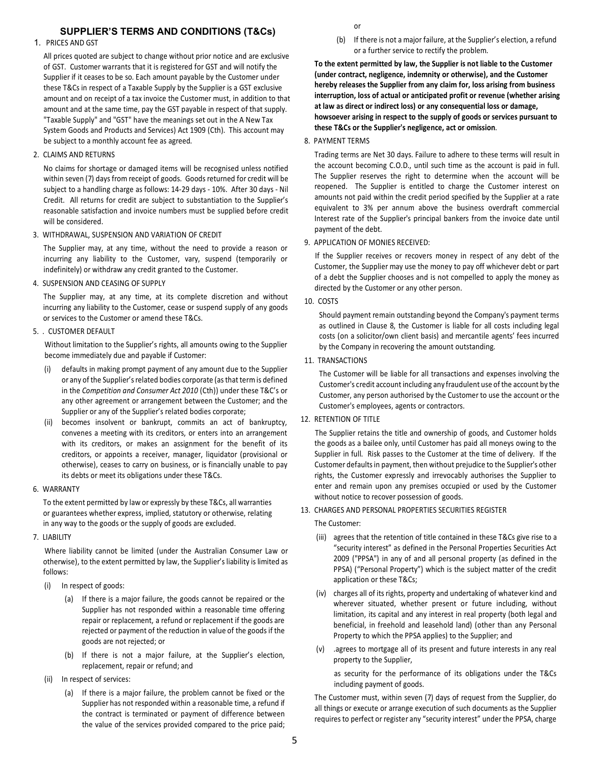## SUPPLIER'S TERMS AND CONDITIONS (T&Cs)

1. PRICES AND GST

All prices quoted are subject to change without prior notice and are exclusive of GST. Customer warrants that it is registered for GST and will notify the Supplier if it ceases to be so. Each amount payable by the Customer under these T&Cs in respect of a Taxable Supply by the Supplier is a GST exclusive amount and on receipt of a tax invoice the Customer must, in addition to that amount and at the same time, pay the GST payable in respect of that supply. "Taxable Supply" and "GST" have the meanings set out in the A New Tax System Goods and Products and Services) Act 1909 (Cth). This account may be subject to a monthly account fee as agreed.

2. CLAIMS AND RETURNS

No claims for shortage or damaged items will be recognised unless notified within seven (7) days from receipt of goods. Goods returned for credit will be subject to a handling charge as follows: 14-29 days - 10%. After 30 days - Nil Credit. All returns for credit are subject to substantiation to the Supplier's reasonable satisfaction and invoice numbers must be supplied before credit will be considered.

3. WITHDRAWAL, SUSPENSION AND VARIATION OF CREDIT

The Supplier may, at any time, without the need to provide a reason or incurring any liability to the Customer, vary, suspend (temporarily or indefinitely) or withdraw any credit granted to the Customer.

4. SUSPENSION AND CEASING OF SUPPLY

The Supplier may, at any time, at its complete discretion and without incurring any liability to the Customer, cease or suspend supply of any goods or services to the Customer or amend these T&Cs.

5. . CUSTOMER DEFAULT

Without limitation to the Supplier's rights, all amounts owing to the Supplier become immediately due and payable if Customer:

(i) defaults in making prompt payment of any amount due to the Supplier or any of the Supplier's related bodies corporate (as that term is defined in the *Competition and Consumer Act 2010* (Cth)) under these T&C's or any other agreement or arrangement between the Customer; and the Supplier or any of the Supplier's related bodies corporate;

(ii) becomes insolvent or bankrupt, commits an act of bankruptcy, convenes a meeting with its creditors, or enters into an arrangement with its creditors, or makes an assignment for the benefit of its creditors, or appoints a receiver, manager, liquidator (provisional or otherwise), ceases to carry on business, or is financially unable to pay its debts or meet its obligations under these T&Cs.

6. WARRANTY

To the extent permitted by law or expressly by these T&Cs, all warranties or guarantees whether express, implied, statutory or otherwise, relating in any way to the goods or the supply of goods are excluded.

7. LIABILITY

Where liability cannot be limited (under the Australian Consumer Law or otherwise), to the extent permitted by law, the Supplier's liability is limited as follows:

(i) In respect of goods:

(a) If there is a major failure, the goods cannot be repaired or the Supplier has not responded within a reasonable time offering repair or replacement, a refund or replacement if the goods are rejected or payment of the reduction in value of the goods if the goods are not rejected; or

(b) If there is not a major failure, at the Supplier's election, replacement, repair or refund; and

(ii) In respect of services:

(a) If there is a major failure, the problem cannot be fixed or the Supplier has not responded within a reasonable time, a refund if the contract is terminated or payment of difference between the value of the services provided compared to the price paid; or

(b) If there is not a major failure, at the Supplier's election, a refund or a further service to rectify the problem.

**To the extent permitted by law, the Supplier is not liable to the Customer (under contract, negligence, indemnity or otherwise), and the Customer hereby releases the Supplier from any claim for, loss arising from business interruption, loss of actual or anticipated profit or revenue (whether arising at law as direct or indirect loss) or any consequential loss or damage, howsoever arising in respect to the supply of goods or services pursuant to these T&Cs or the Supplier's negligence, act or omission**.

8. PAYMENT TERMS

Trading terms are Net 30 days. Failure to adhere to these terms will result in the account becoming C.O.D., until such time as the account is paid in full. The Supplier reserves the right to determine when the account will be reopened. The Supplier is entitled to charge the Customer interest on amounts not paid within the credit period specified by the Supplier at a rate equivalent to 3% per annum above the business overdraft commercial Interest rate of the Supplier's principal bankers from the invoice date until payment of the debt.

9. APPLICATION OF MONIES RECEIVED:

If the Supplier receives or recovers money in respect of any debt of the Customer, the Supplier may use the money to pay off whichever debt or part of a debt the Supplier chooses and is not compelled to apply the money as directed by the Customer or any other person.

10. COSTS

Should payment remain outstanding beyond the Company's payment terms as outlined in Clause 8, the Customer is liable for all costs including legal costs (on a solicitor/own client basis) and mercantile agents' fees incurred by the Company in recovering the amount outstanding.

11. TRANSACTIONS

The Customer will be liable for all transactions and expenses involving the Customer's credit account including any fraudulent use of the account by the Customer, any person authorised by the Customer to use the account or the Customer's employees, agents or contractors.

12. RETENTION OF TITLE

The Supplier retains the title and ownership of goods, and Customer holds the goods as a bailee only, until Customer has paid all moneys owing to the Supplier in full. Risk passes to the Customer at the time of delivery. If the Customer defaults in payment, then without prejudice to the Supplier's other rights, the Customer expressly and irrevocably authorises the Supplier to enter and remain upon any premises occupied or used by the Customer without notice to recover possession of goods.

13. CHARGES AND PERSONAL PROPERTIES SECURITIES REGISTER

The Customer:

(iii) agrees that the retention of title contained in these T&Cs give rise to a "security interest" as defined in the Personal Properties Securities Act 2009 ("PPSA") in any of and all personal property (as defined in the PPSA) ("Personal Property") which is the subject matter of the credit application or these T&Cs;

(iv) charges all of its rights, property and undertaking of whatever kind and wherever situated, whether present or future including, without limitation, its capital and any interest in real property (both legal and beneficial, in freehold and leasehold land) (other than any Personal Property to which the PPSA applies) to the Supplier; and

(v) .agrees to mortgage all of its present and future interests in any real property to the Supplier,

as security for the performance of its obligations under the T&Cs including payment of goods.

The Customer must, within seven (7) days of request from the Supplier, do all things or execute or arrange execution of such documents as the Supplier requires to perfect or register any "security interest" under the PPSA, charge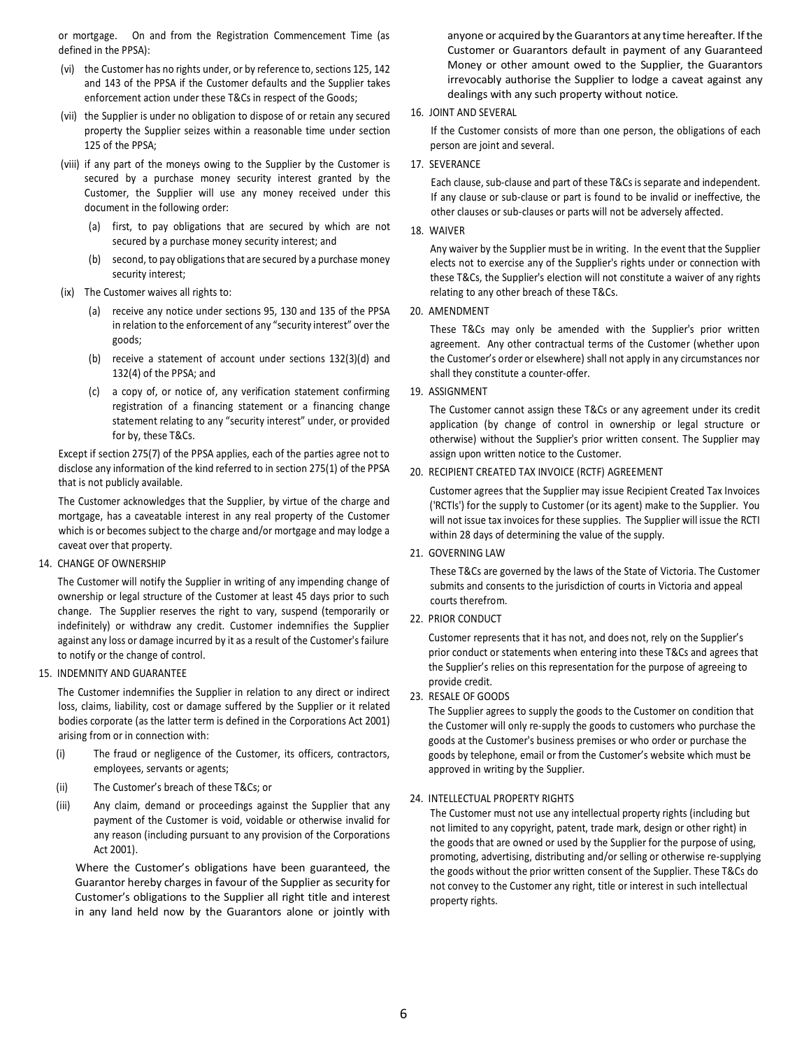or mortgage. On and from the Registration Commencement Time (as defined in the PPSA):

(vi) the Customer has no rights under, or by reference to, sections 125, 142 and 143 of the PPSA if the Customer defaults and the Supplier takes enforcement action under these T&Cs in respect of the Goods;

(vii) the Supplier is under no obligation to dispose of or retain any secured property the Supplier seizes within a reasonable time under section 125 of the PPSA;

(viii) if any part of the moneys owing to the Supplier by the Customer is secured by a purchase money security interest granted by the Customer, the Supplier will use any money received under this document in the following order:

(a) first, to pay obligations that are secured by which are not secured by a purchase money security interest; and

(b) second, to pay obligations that are secured by a purchase money security interest;

(ix) The Customer waives all rights to:

(a) receive any notice under sections 95, 130 and 135 of the PPSA in relation to the enforcement of any "security interest" over the goods;

(b) receive a statement of account under sections 132(3)(d) and 132(4) of the PPSA; and

(c) a copy of, or notice of, any verification statement confirming registration of a financing statement or a financing change statement relating to any "security interest" under, or provided for by, these T&Cs.

Except if section 275(7) of the PPSA applies, each of the parties agree not to disclose any information of the kind referred to in section 275(1) of the PPSA that is not publicly available.

The Customer acknowledges that the Supplier, by virtue of the charge and mortgage, has a caveatable interest in any real property of the Customer which is or becomes subject to the charge and/or mortgage and may lodge a caveat over that property.

14. CHANGE OF OWNERSHIP

The Customer will notify the Supplier in writing of any impending change of ownership or legal structure of the Customer at least 45 days prior to such change. The Supplier reserves the right to vary, suspend (temporarily or indefinitely) or withdraw any credit. Customer indemnifies the Supplier against any loss or damage incurred by it as a result of the Customer's failure to notify or the change of control.

15. INDEMNITY AND GUARANTEE

The Customer indemnifies the Supplier in relation to any direct or indirect loss, claims, liability, cost or damage suffered by the Supplier or it related bodies corporate (as the latter term is defined in the Corporations Act 2001) arising from or in connection with:

(i) The fraud or negligence of the Customer, its officers, contractors, employees, servants or agents;

(ii) The Customer's breach of these T&Cs; or

(iii) Any claim, demand or proceedings against the Supplier that any payment of the Customer is void, voidable or otherwise invalid for any reason (including pursuant to any provision of the Corporations Act 2001).

Where the Customer's obligations have been guaranteed, the Guarantor hereby charges in favour of the Supplier as security for Customer's obligations to the Supplier all right title and interest in any land held now by the Guarantors alone or jointly with anyone or acquired by the Guarantors at any time hereafter. If the Customer or Guarantors default in payment of any Guaranteed Money or other amount owed to the Supplier, the Guarantors irrevocably authorise the Supplier to lodge a caveat against any dealings with any such property without notice.

16. JOINT AND SEVERAL

If the Customer consists of more than one person, the obligations of each person are joint and several.

17. SEVERANCE

Each clause, sub-clause and part of these T&Cs is separate and independent. If any clause or sub-clause or part is found to be invalid or ineffective, the other clauses or sub-clauses or parts will not be adversely affected.

18. WAIVER

Any waiver by the Supplier must be in writing. In the event that the Supplier elects not to exercise any of the Supplier's rights under or connection with these T&Cs, the Supplier's election will not constitute a waiver of any rights relating to any other breach of these T&Cs.

20. AMENDMENT

These T&Cs may only be amended with the Supplier's prior written agreement. Any other contractual terms of the Customer (whether upon the Customer's order or elsewhere) shall not apply in any circumstances nor shall they constitute a counter-offer.

19. ASSIGNMENT

The Customer cannot assign these T&Cs or any agreement under its credit application (by change of control in ownership or legal structure or otherwise) without the Supplier's prior written consent. The Supplier may assign upon written notice to the Customer.

20. RECIPIENT CREATED TAX INVOICE (RCTF) AGREEMENT

Customer agrees that the Supplier may issue Recipient Created Tax Invoices ('RCTIs') for the supply to Customer (or its agent) make to the Supplier. You will not issue tax invoices for these supplies. The Supplier will issue the RCTI within 28 days of determining the value of the supply.

21. GOVERNING LAW

These T&Cs are governed by the laws of the State of Victoria. The Customer submits and consents to the jurisdiction of courts in Victoria and appeal courts therefrom.

22. PRIOR CONDUCT

Customer represents that it has not, and does not, rely on the Supplier's prior conduct or statements when entering into these T&Cs and agrees that the Supplier's relies on this representation for the purpose of agreeing to provide credit.

23. RESALE OF GOODS

The Supplier agrees to supply the goods to the Customer on condition that the Customer will only re-supply the goods to customers who purchase the goods at the Customer's business premises or who order or purchase the goods by telephone, email or from the Customer's website which must be approved in writing by the Supplier.

24. INTELLECTUAL PROPERTY RIGHTS

The Customer must not use any intellectual property rights (including but not limited to any copyright, patent, trade mark, design or other right) in the goods that are owned or used by the Supplier for the purpose of using, promoting, advertising, distributing and/or selling or otherwise re-supplying the goods without the prior written consent of the Supplier. These T&Cs do not convey to the Customer any right, title or interest in such intellectual property rights.